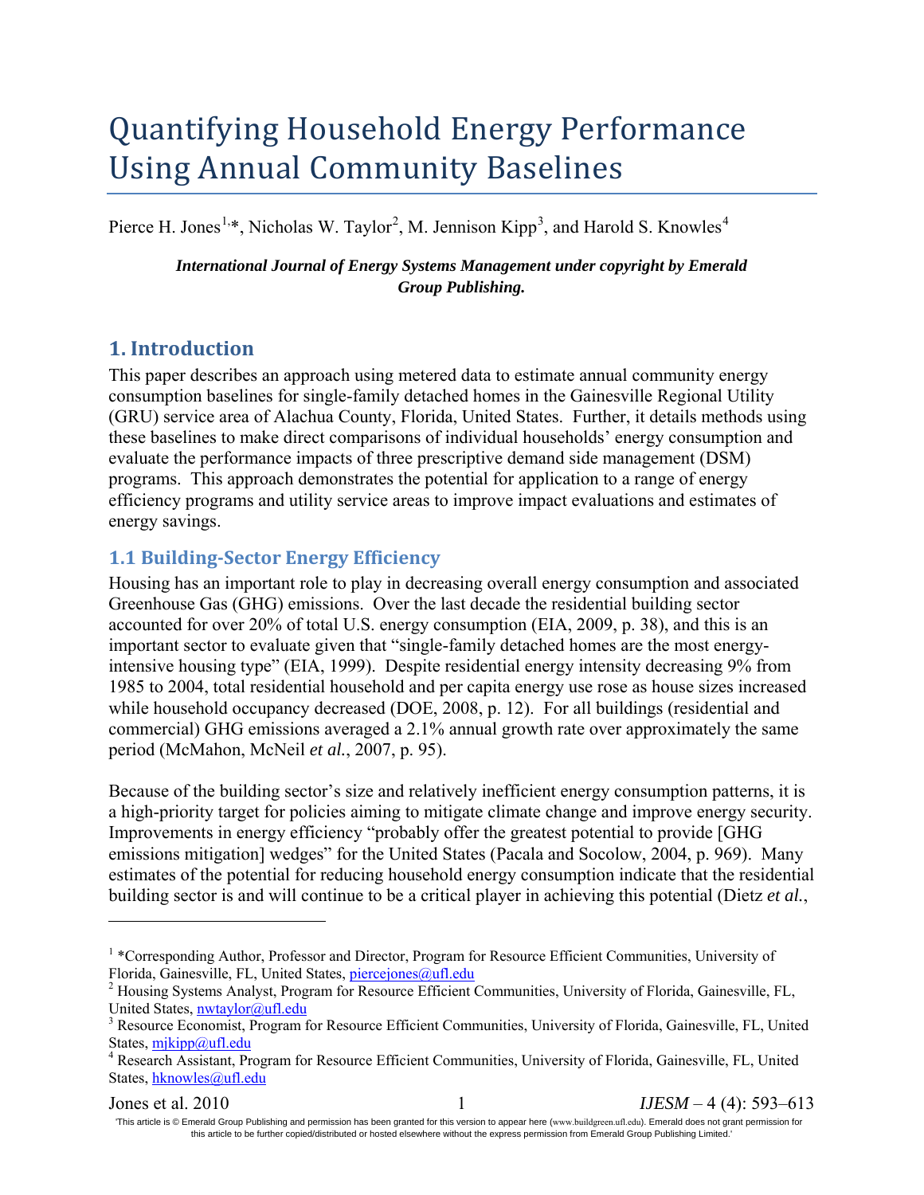# Quantifying Household Energy Performance Using Annual Community Baselines

Pierce H. Jones[1,*], Nicholas W. Taylor[2], M. Jennison Kipp[3], and Harold S. Knowles[4]

***International Journal of Energy Systems Management under copyright by Emerald Group Publishing.***

## 1. Introduction

This paper describes an approach using metered data to estimate annual community energy consumption baselines for single-family detached homes in the Gainesville Regional Utility (GRU) service area of Alachua County, Florida, United States. Further, it details methods using these baselines to make direct comparisons of individual households' energy consumption and evaluate the performance impacts of three prescriptive demand side management (DSM) programs. This approach demonstrates the potential for application to a range of energy efficiency programs and utility service areas to improve impact evaluations and estimates of energy savings.

### 1.1 Building-Sector Energy Efficiency

Housing has an important role to play in decreasing overall energy consumption and associated Greenhouse Gas (GHG) emissions. Over the last decade the residential building sector accounted for over 20% of total U.S. energy consumption (EIA, 2009, p. 38), and this is an important sector to evaluate given that "single-family detached homes are the most energy-intensive housing type" (EIA, 1999). Despite residential energy intensity decreasing 9% from 1985 to 2004, total residential household and per capita energy use rose as house sizes increased while household occupancy decreased (DOE, 2008, p. 12). For all buildings (residential and commercial) GHG emissions averaged a 2.1% annual growth rate over approximately the same period (McMahon, McNeil *et al.*, 2007, p. 95).

Because of the building sector's size and relatively inefficient energy consumption patterns, it is a high-priority target for policies aiming to mitigate climate change and improve energy security. Improvements in energy efficiency "probably offer the greatest potential to provide [GHG emissions mitigation] wedges" for the United States (Pacala and Socolow, 2004, p. 969). Many estimates of the potential for reducing household energy consumption indicate that the residential building sector is and will continue to be a critical player in achieving this potential (Dietz *et al.*,

---

[1] *Corresponding Author, Professor and Director, Program for Resource Efficient Communities, University of Florida, Gainesville, FL, United States, piercejones@ufl.edu

[2] Housing Systems Analyst, Program for Resource Efficient Communities, University of Florida, Gainesville, FL, United States, nwtaylor@ufl.edu

[3] Resource Economist, Program for Resource Efficient Communities, University of Florida, Gainesville, FL, United States, mjkipp@ufl.edu

[4] Research Assistant, Program for Resource Efficient Communities, University of Florida, Gainesville, FL, United States, hknowles@ufl.edu

'This article is © Emerald Group Publishing and permission has been granted for this version to appear here (www.buildgreen.ufl.edu). Emerald does not grant permission for this article to be further copied/distributed or hosted elsewhere without the express permission from Emerald Group Publishing Limited.'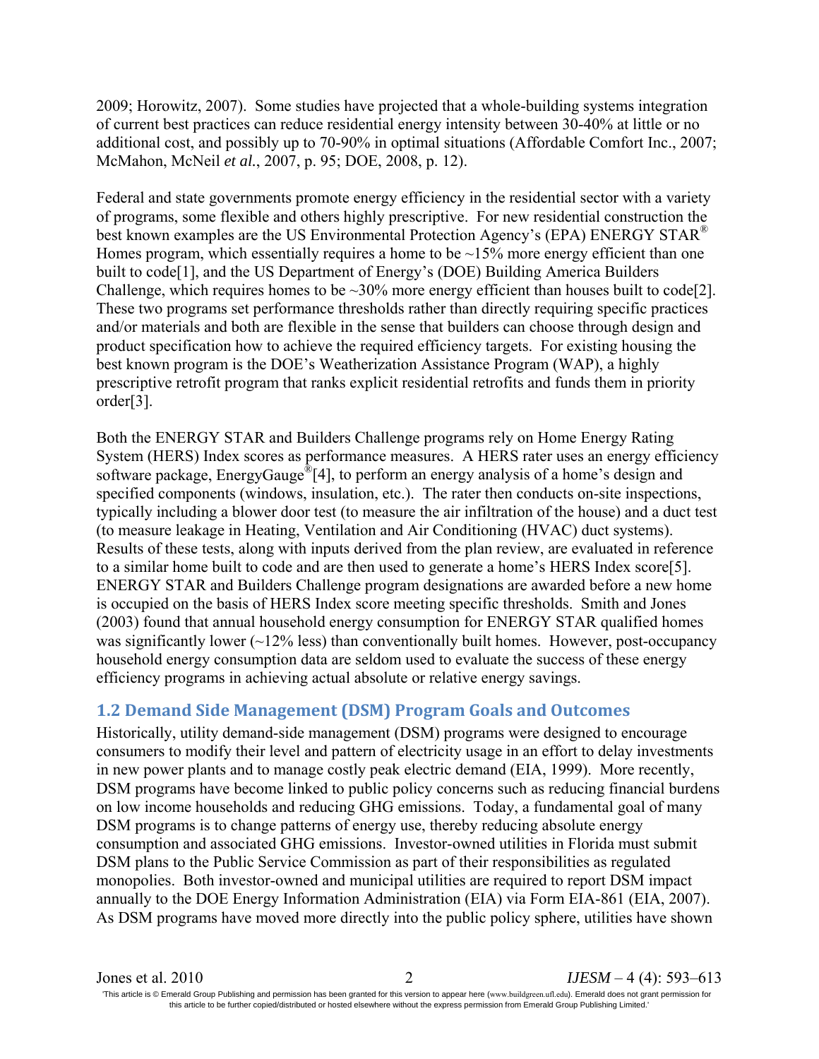2009; Horowitz, 2007). Some studies have projected that a whole-building systems integration of current best practices can reduce residential energy intensity between 30-40% at little or no additional cost, and possibly up to 70-90% in optimal situations (Affordable Comfort Inc., 2007; McMahon, McNeil *et al.*, 2007, p. 95; DOE, 2008, p. 12).

Federal and state governments promote energy efficiency in the residential sector with a variety of programs, some flexible and others highly prescriptive. For new residential construction the best known examples are the US Environmental Protection Agency's (EPA) ENERGY STAR® Homes program, which essentially requires a home to be ~15% more energy efficient than one built to code[1], and the US Department of Energy's (DOE) Building America Builders Challenge, which requires homes to be ~30% more energy efficient than houses built to code[2]. These two programs set performance thresholds rather than directly requiring specific practices and/or materials and both are flexible in the sense that builders can choose through design and product specification how to achieve the required efficiency targets. For existing housing the best known program is the DOE's Weatherization Assistance Program (WAP), a highly prescriptive retrofit program that ranks explicit residential retrofits and funds them in priority order[3].

Both the ENERGY STAR and Builders Challenge programs rely on Home Energy Rating System (HERS) Index scores as performance measures. A HERS rater uses an energy efficiency software package, EnergyGauge®[4], to perform an energy analysis of a home's design and specified components (windows, insulation, etc.). The rater then conducts on-site inspections, typically including a blower door test (to measure the air infiltration of the house) and a duct test (to measure leakage in Heating, Ventilation and Air Conditioning (HVAC) duct systems). Results of these tests, along with inputs derived from the plan review, are evaluated in reference to a similar home built to code and are then used to generate a home's HERS Index score[5]. ENERGY STAR and Builders Challenge program designations are awarded before a new home is occupied on the basis of HERS Index score meeting specific thresholds. Smith and Jones (2003) found that annual household energy consumption for ENERGY STAR qualified homes was significantly lower (~12% less) than conventionally built homes. However, post-occupancy household energy consumption data are seldom used to evaluate the success of these energy efficiency programs in achieving actual absolute or relative energy savings.

## 1.2 Demand Side Management (DSM) Program Goals and Outcomes

Historically, utility demand-side management (DSM) programs were designed to encourage consumers to modify their level and pattern of electricity usage in an effort to delay investments in new power plants and to manage costly peak electric demand (EIA, 1999). More recently, DSM programs have become linked to public policy concerns such as reducing financial burdens on low income households and reducing GHG emissions. Today, a fundamental goal of many DSM programs is to change patterns of energy use, thereby reducing absolute energy consumption and associated GHG emissions. Investor-owned utilities in Florida must submit DSM plans to the Public Service Commission as part of their responsibilities as regulated monopolies. Both investor-owned and municipal utilities are required to report DSM impact annually to the DOE Energy Information Administration (EIA) via Form EIA-861 (EIA, 2007). As DSM programs have moved more directly into the public policy sphere, utilities have shown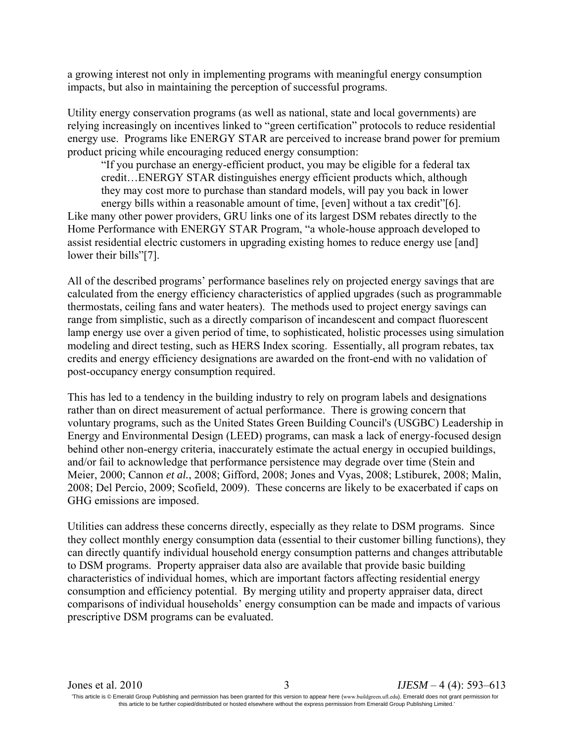a growing interest not only in implementing programs with meaningful energy consumption impacts, but also in maintaining the perception of successful programs.

Utility energy conservation programs (as well as national, state and local governments) are relying increasingly on incentives linked to "green certification" protocols to reduce residential energy use. Programs like ENERGY STAR are perceived to increase brand power for premium product pricing while encouraging reduced energy consumption:

> "If you purchase an energy-efficient product, you may be eligible for a federal tax credit…ENERGY STAR distinguishes energy efficient products which, although they may cost more to purchase than standard models, will pay you back in lower energy bills within a reasonable amount of time, [even] without a tax credit"[6].

Like many other power providers, GRU links one of its largest DSM rebates directly to the Home Performance with ENERGY STAR Program, "a whole-house approach developed to assist residential electric customers in upgrading existing homes to reduce energy use [and] lower their bills"[7].

All of the described programs' performance baselines rely on projected energy savings that are calculated from the energy efficiency characteristics of applied upgrades (such as programmable thermostats, ceiling fans and water heaters). The methods used to project energy savings can range from simplistic, such as a directly comparison of incandescent and compact fluorescent lamp energy use over a given period of time, to sophisticated, holistic processes using simulation modeling and direct testing, such as HERS Index scoring. Essentially, all program rebates, tax credits and energy efficiency designations are awarded on the front-end with no validation of post-occupancy energy consumption required.

This has led to a tendency in the building industry to rely on program labels and designations rather than on direct measurement of actual performance. There is growing concern that voluntary programs, such as the United States Green Building Council's (USGBC) Leadership in Energy and Environmental Design (LEED) programs, can mask a lack of energy-focused design behind other non-energy criteria, inaccurately estimate the actual energy in occupied buildings, and/or fail to acknowledge that performance persistence may degrade over time (Stein and Meier, 2000; Cannon *et al.*, 2008; Gifford, 2008; Jones and Vyas, 2008; Lstiburek, 2008; Malin, 2008; Del Percio, 2009; Scofield, 2009). These concerns are likely to be exacerbated if caps on GHG emissions are imposed.

Utilities can address these concerns directly, especially as they relate to DSM programs. Since they collect monthly energy consumption data (essential to their customer billing functions), they can directly quantify individual household energy consumption patterns and changes attributable to DSM programs. Property appraiser data also are available that provide basic building characteristics of individual homes, which are important factors affecting residential energy consumption and efficiency potential. By merging utility and property appraiser data, direct comparisons of individual households' energy consumption can be made and impacts of various prescriptive DSM programs can be evaluated.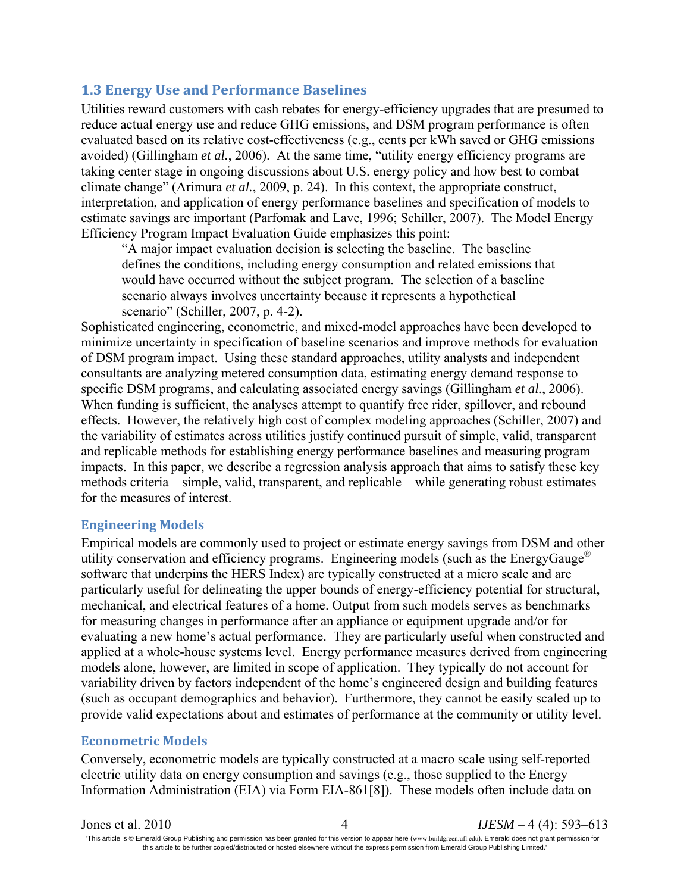## 1.3 Energy Use and Performance Baselines

Utilities reward customers with cash rebates for energy-efficiency upgrades that are presumed to reduce actual energy use and reduce GHG emissions, and DSM program performance is often evaluated based on its relative cost-effectiveness (e.g., cents per kWh saved or GHG emissions avoided) (Gillingham *et al.*, 2006). At the same time, "utility energy efficiency programs are taking center stage in ongoing discussions about U.S. energy policy and how best to combat climate change" (Arimura *et al.*, 2009, p. 24). In this context, the appropriate construct, interpretation, and application of energy performance baselines and specification of models to estimate savings are important (Parfomak and Lave, 1996; Schiller, 2007). The Model Energy Efficiency Program Impact Evaluation Guide emphasizes this point:

> "A major impact evaluation decision is selecting the baseline. The baseline defines the conditions, including energy consumption and related emissions that would have occurred without the subject program. The selection of a baseline scenario always involves uncertainty because it represents a hypothetical scenario" (Schiller, 2007, p. 4-2).

Sophisticated engineering, econometric, and mixed-model approaches have been developed to minimize uncertainty in specification of baseline scenarios and improve methods for evaluation of DSM program impact. Using these standard approaches, utility analysts and independent consultants are analyzing metered consumption data, estimating energy demand response to specific DSM programs, and calculating associated energy savings (Gillingham *et al.*, 2006). When funding is sufficient, the analyses attempt to quantify free rider, spillover, and rebound effects. However, the relatively high cost of complex modeling approaches (Schiller, 2007) and the variability of estimates across utilities justify continued pursuit of simple, valid, transparent and replicable methods for establishing energy performance baselines and measuring program impacts. In this paper, we describe a regression analysis approach that aims to satisfy these key methods criteria – simple, valid, transparent, and replicable – while generating robust estimates for the measures of interest.

### Engineering Models

Empirical models are commonly used to project or estimate energy savings from DSM and other utility conservation and efficiency programs. Engineering models (such as the EnergyGauge® software that underpins the HERS Index) are typically constructed at a micro scale and are particularly useful for delineating the upper bounds of energy-efficiency potential for structural, mechanical, and electrical features of a home. Output from such models serves as benchmarks for measuring changes in performance after an appliance or equipment upgrade and/or for evaluating a new home's actual performance. They are particularly useful when constructed and applied at a whole-house systems level. Energy performance measures derived from engineering models alone, however, are limited in scope of application. They typically do not account for variability driven by factors independent of the home's engineered design and building features (such as occupant demographics and behavior). Furthermore, they cannot be easily scaled up to provide valid expectations about and estimates of performance at the community or utility level.

### Econometric Models

Conversely, econometric models are typically constructed at a macro scale using self-reported electric utility data on energy consumption and savings (e.g., those supplied to the Energy Information Administration (EIA) via Form EIA-861[8]). These models often include data on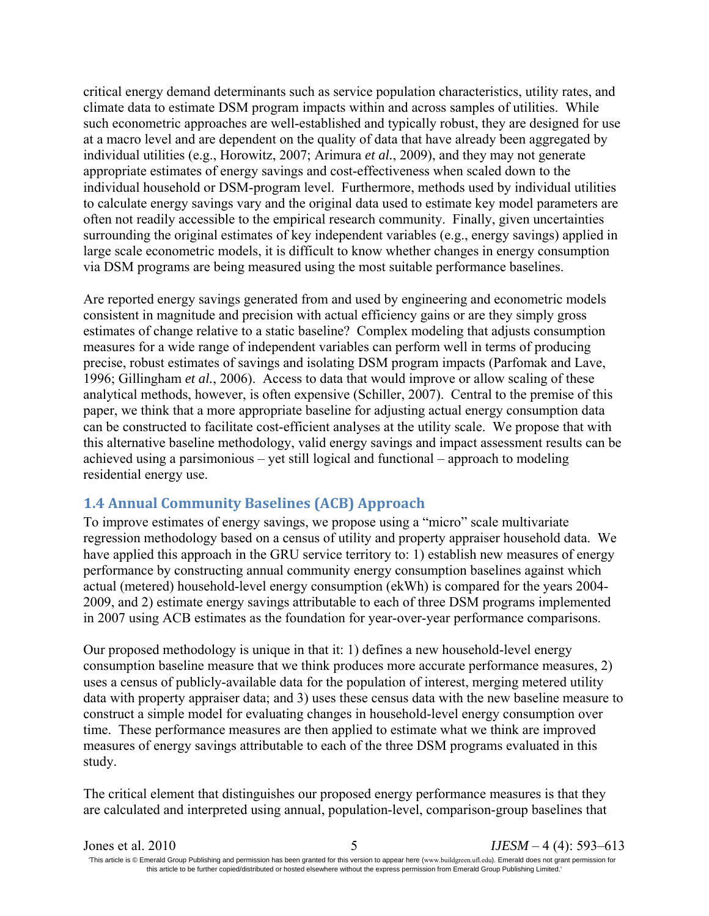critical energy demand determinants such as service population characteristics, utility rates, and climate data to estimate DSM program impacts within and across samples of utilities. While such econometric approaches are well-established and typically robust, they are designed for use at a macro level and are dependent on the quality of data that have already been aggregated by individual utilities (e.g., Horowitz, 2007; Arimura *et al.*, 2009), and they may not generate appropriate estimates of energy savings and cost-effectiveness when scaled down to the individual household or DSM-program level. Furthermore, methods used by individual utilities to calculate energy savings vary and the original data used to estimate key model parameters are often not readily accessible to the empirical research community. Finally, given uncertainties surrounding the original estimates of key independent variables (e.g., energy savings) applied in large scale econometric models, it is difficult to know whether changes in energy consumption via DSM programs are being measured using the most suitable performance baselines.

Are reported energy savings generated from and used by engineering and econometric models consistent in magnitude and precision with actual efficiency gains or are they simply gross estimates of change relative to a static baseline? Complex modeling that adjusts consumption measures for a wide range of independent variables can perform well in terms of producing precise, robust estimates of savings and isolating DSM program impacts (Parfomak and Lave, 1996; Gillingham *et al.*, 2006). Access to data that would improve or allow scaling of these analytical methods, however, is often expensive (Schiller, 2007). Central to the premise of this paper, we think that a more appropriate baseline for adjusting actual energy consumption data can be constructed to facilitate cost-efficient analyses at the utility scale. We propose that with this alternative baseline methodology, valid energy savings and impact assessment results can be achieved using a parsimonious – yet still logical and functional – approach to modeling residential energy use.

### 1.4 Annual Community Baselines (ACB) Approach

To improve estimates of energy savings, we propose using a "micro" scale multivariate regression methodology based on a census of utility and property appraiser household data. We have applied this approach in the GRU service territory to: 1) establish new measures of energy performance by constructing annual community energy consumption baselines against which actual (metered) household-level energy consumption (ekWh) is compared for the years 2004-2009, and 2) estimate energy savings attributable to each of three DSM programs implemented in 2007 using ACB estimates as the foundation for year-over-year performance comparisons.

Our proposed methodology is unique in that it: 1) defines a new household-level energy consumption baseline measure that we think produces more accurate performance measures, 2) uses a census of publicly-available data for the population of interest, merging metered utility data with property appraiser data; and 3) uses these census data with the new baseline measure to construct a simple model for evaluating changes in household-level energy consumption over time. These performance measures are then applied to estimate what we think are improved measures of energy savings attributable to each of the three DSM programs evaluated in this study.

The critical element that distinguishes our proposed energy performance measures is that they are calculated and interpreted using annual, population-level, comparison-group baselines that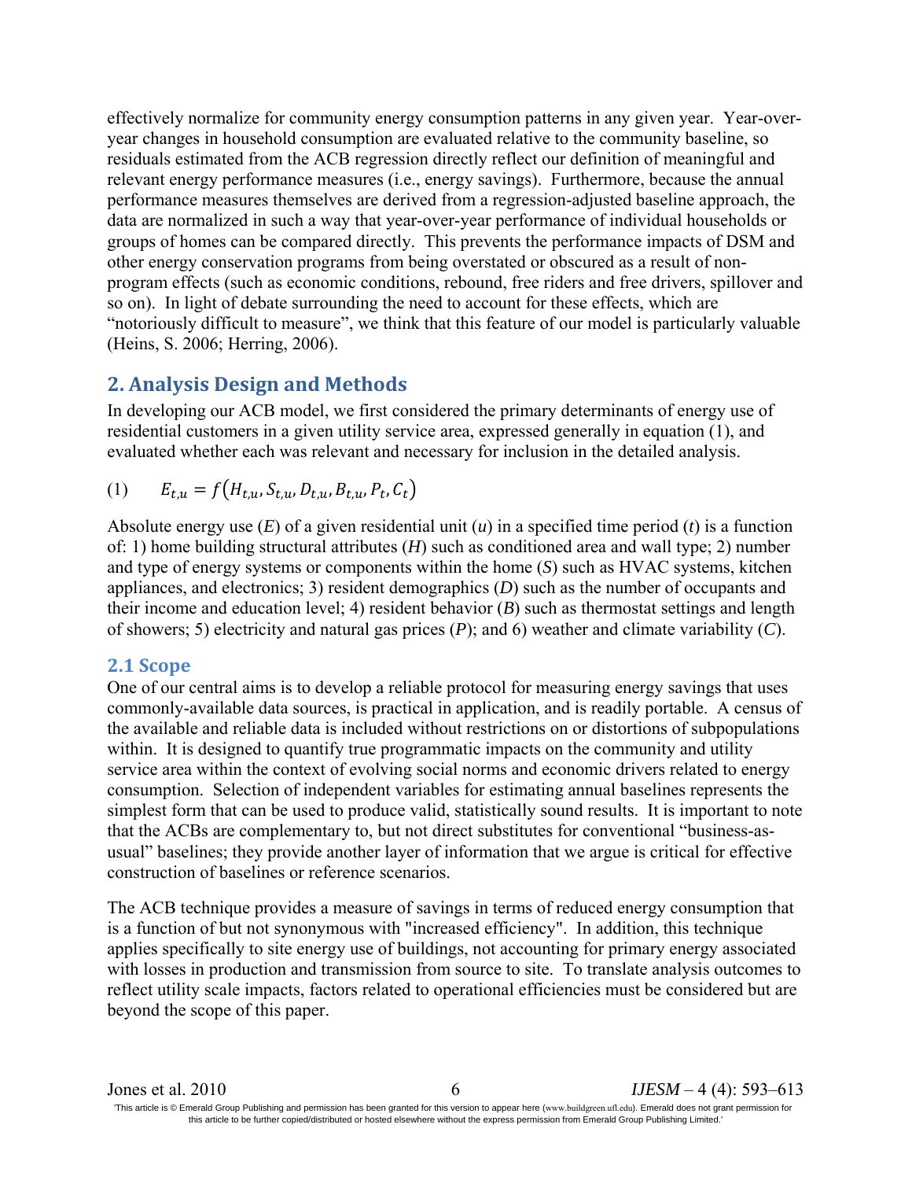effectively normalize for community energy consumption patterns in any given year. Year-over-year changes in household consumption are evaluated relative to the community baseline, so residuals estimated from the ACB regression directly reflect our definition of meaningful and relevant energy performance measures (i.e., energy savings). Furthermore, because the annual performance measures themselves are derived from a regression-adjusted baseline approach, the data are normalized in such a way that year-over-year performance of individual households or groups of homes can be compared directly. This prevents the performance impacts of DSM and other energy conservation programs from being overstated or obscured as a result of non-program effects (such as economic conditions, rebound, free riders and free drivers, spillover and so on). In light of debate surrounding the need to account for these effects, which are "notoriously difficult to measure", we think that this feature of our model is particularly valuable (Heins, S. 2006; Herring, 2006).

## 2. Analysis Design and Methods

In developing our ACB model, we first considered the primary determinants of energy use of residential customers in a given utility service area, expressed generally in equation (1), and evaluated whether each was relevant and necessary for inclusion in the detailed analysis.

$$(1) \qquad E_{t,u} = f\left(H_{t,u}, S_{t,u}, D_{t,u}, B_{t,u}, P_t, C_t\right)$$

Absolute energy use (*E*) of a given residential unit (*u*) in a specified time period (*t*) is a function of: 1) home building structural attributes (*H*) such as conditioned area and wall type; 2) number and type of energy systems or components within the home (*S*) such as HVAC systems, kitchen appliances, and electronics; 3) resident demographics (*D*) such as the number of occupants and their income and education level; 4) resident behavior (*B*) such as thermostat settings and length of showers; 5) electricity and natural gas prices (*P*); and 6) weather and climate variability (*C*).

### 2.1 Scope

One of our central aims is to develop a reliable protocol for measuring energy savings that uses commonly-available data sources, is practical in application, and is readily portable. A census of the available and reliable data is included without restrictions on or distortions of subpopulations within. It is designed to quantify true programmatic impacts on the community and utility service area within the context of evolving social norms and economic drivers related to energy consumption. Selection of independent variables for estimating annual baselines represents the simplest form that can be used to produce valid, statistically sound results. It is important to note that the ACBs are complementary to, but not direct substitutes for conventional "business-as-usual" baselines; they provide another layer of information that we argue is critical for effective construction of baselines or reference scenarios.

The ACB technique provides a measure of savings in terms of reduced energy consumption that is a function of but not synonymous with "increased efficiency". In addition, this technique applies specifically to site energy use of buildings, not accounting for primary energy associated with losses in production and transmission from source to site. To translate analysis outcomes to reflect utility scale impacts, factors related to operational efficiencies must be considered but are beyond the scope of this paper.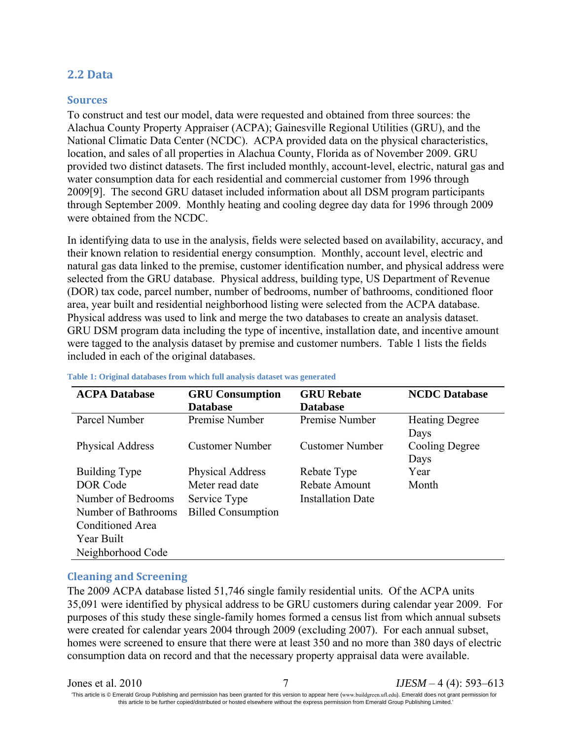## 2.2 Data

### Sources

To construct and test our model, data were requested and obtained from three sources: the Alachua County Property Appraiser (ACPA); Gainesville Regional Utilities (GRU), and the National Climatic Data Center (NCDC). ACPA provided data on the physical characteristics, location, and sales of all properties in Alachua County, Florida as of November 2009. GRU provided two distinct datasets. The first included monthly, account-level, electric, natural gas and water consumption data for each residential and commercial customer from 1996 through 2009[9]. The second GRU dataset included information about all DSM program participants through September 2009. Monthly heating and cooling degree day data for 1996 through 2009 were obtained from the NCDC.

In identifying data to use in the analysis, fields were selected based on availability, accuracy, and their known relation to residential energy consumption. Monthly, account level, electric and natural gas data linked to the premise, customer identification number, and physical address were selected from the GRU database. Physical address, building type, US Department of Revenue (DOR) tax code, parcel number, number of bedrooms, number of bathrooms, conditioned floor area, year built and residential neighborhood listing were selected from the ACPA database. Physical address was used to link and merge the two databases to create an analysis dataset. GRU DSM program data including the type of incentive, installation date, and incentive amount were tagged to the analysis dataset by premise and customer numbers. Table 1 lists the fields included in each of the original databases.

**Table 1: Original databases from which full analysis dataset was generated**

| ACPA Database | GRU Consumption Database | GRU Rebate Database | NCDC Database |
|---|---|---|---|
| Parcel Number | Premise Number | Premise Number | Heating Degree Days |
| Physical Address | Customer Number | Customer Number | Cooling Degree Days |
| Building Type | Physical Address | Rebate Type | Year |
| DOR Code | Meter read date | Rebate Amount | Month |
| Number of Bedrooms | Service Type | Installation Date | |
| Number of Bathrooms | Billed Consumption | | |
| Conditioned Area | | | |
| Year Built | | | |
| Neighborhood Code | | | |

### Cleaning and Screening

The 2009 ACPA database listed 51,746 single family residential units. Of the ACPA units 35,091 were identified by physical address to be GRU customers during calendar year 2009. For purposes of this study these single-family homes formed a census list from which annual subsets were created for calendar years 2004 through 2009 (excluding 2007). For each annual subset, homes were screened to ensure that there were at least 350 and no more than 380 days of electric consumption data on record and that the necessary property appraisal data were available.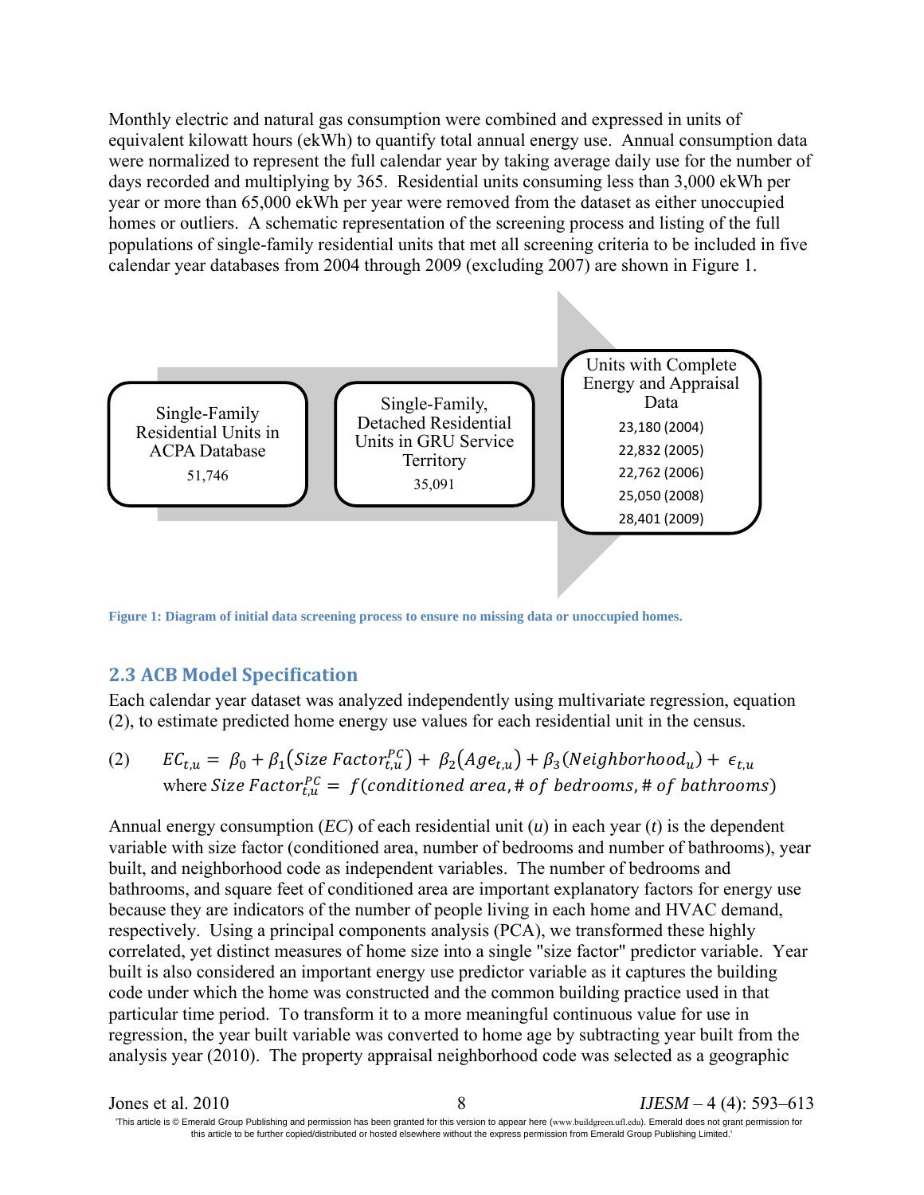Monthly electric and natural gas consumption were combined and expressed in units of equivalent kilowatt hours (ekWh) to quantify total annual energy use. Annual consumption data were normalized to represent the full calendar year by taking average daily use for the number of days recorded and multiplying by 365. Residential units consuming less than 3,000 ekWh per year or more than 65,000 ekWh per year were removed from the dataset as either unoccupied homes or outliers. A schematic representation of the screening process and listing of the full populations of single-family residential units that met all screening criteria to be included in five calendar year databases from 2004 through 2009 (excluding 2007) are shown in Figure 1.

Single-Family Residential Units in ACPA Database
51,746

Single-Family, Detached Residential Units in GRU Service Territory
35,091

Units with Complete Energy and Appraisal Data
23,180 (2004)
22,832 (2005)
22,762 (2006)
25,050 (2008)
28,401 (2009)

**Figure 1: Diagram of initial data screening process to ensure no missing data or unoccupied homes.**

## 2.3 ACB Model Specification

Each calendar year dataset was analyzed independently using multivariate regression, equation (2), to estimate predicted home energy use values for each residential unit in the census.

$$(2) \qquad EC_{t,u} = \beta_0 + \beta_1\left(Size\ Factor_{t,u}^{PC}\right) + \beta_2\left(Age_{t,u}\right) + \beta_3\left(Neighborhood_u\right) + \epsilon_{t,u}$$

$$\text{where } Size\ Factor_{t,u}^{PC} = f(conditioned\ area, \#\ of\ bedrooms, \#\ of\ bathrooms)$$

Annual energy consumption (*EC*) of each residential unit (*u*) in each year (*t*) is the dependent variable with size factor (conditioned area, number of bedrooms and number of bathrooms), year built, and neighborhood code as independent variables. The number of bedrooms and bathrooms, and square feet of conditioned area are important explanatory factors for energy use because they are indicators of the number of people living in each home and HVAC demand, respectively. Using a principal components analysis (PCA), we transformed these highly correlated, yet distinct measures of home size into a single "size factor" predictor variable. Year built is also considered an important energy use predictor variable as it captures the building code under which the home was constructed and the common building practice used in that particular time period. To transform it to a more meaningful continuous value for use in regression, the year built variable was converted to home age by subtracting year built from the analysis year (2010). The property appraisal neighborhood code was selected as a geographic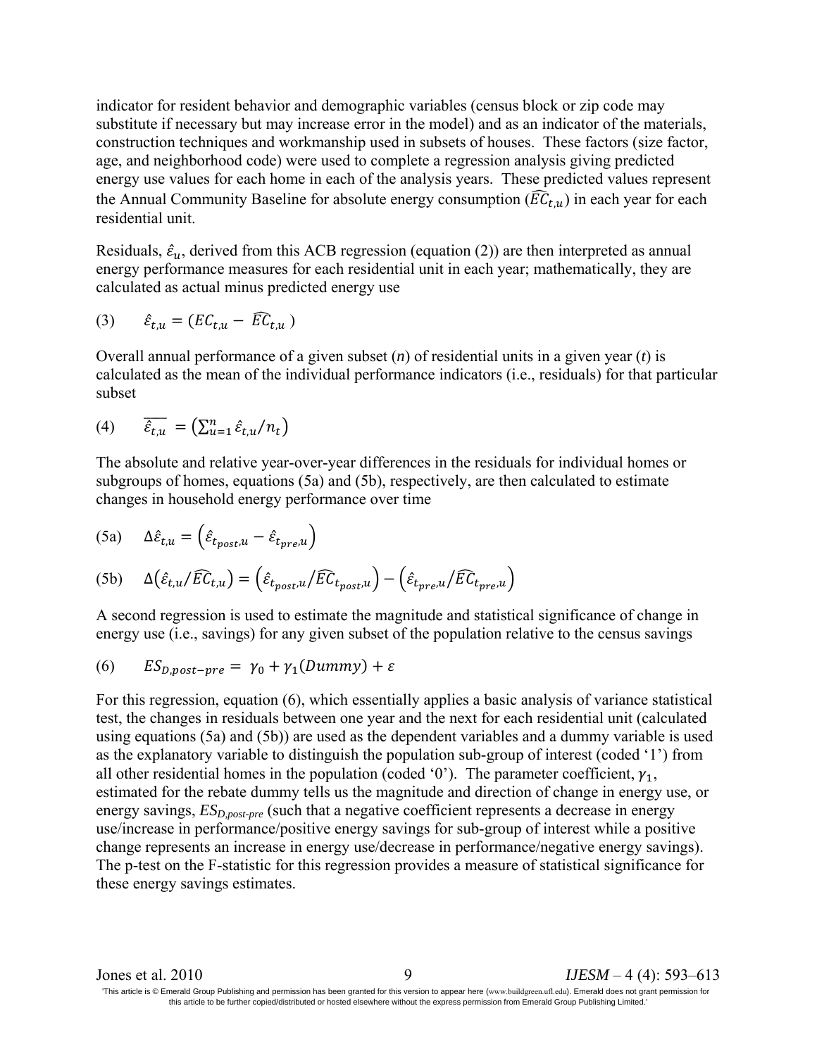indicator for resident behavior and demographic variables (census block or zip code may substitute if necessary but may increase error in the model) and as an indicator of the materials, construction techniques and workmanship used in subsets of houses. These factors (size factor, age, and neighborhood code) were used to complete a regression analysis giving predicted energy use values for each home in each of the analysis years. These predicted values represent the Annual Community Baseline for absolute energy consumption ($\widehat{EC}_{t,u}$) in each year for each residential unit.

Residuals, $\hat{\varepsilon}_u$, derived from this ACB regression (equation (2)) are then interpreted as annual energy performance measures for each residential unit in each year; mathematically, they are calculated as actual minus predicted energy use

$$\text{(3)} \qquad \hat{\varepsilon}_{t,u} = (EC_{t,u} - \widehat{EC}_{t,u})$$

Overall annual performance of a given subset (*n*) of residential units in a given year (*t*) is calculated as the mean of the individual performance indicators (i.e., residuals) for that particular subset

$$\text{(4)} \qquad \overline{\hat{\varepsilon}_{t,u}} = \left(\sum_{u=1}^{n} \hat{\varepsilon}_{t,u}/n_t\right)$$

The absolute and relative year-over-year differences in the residuals for individual homes or subgroups of homes, equations (5a) and (5b), respectively, are then calculated to estimate changes in household energy performance over time

$$\text{(5a)} \qquad \Delta\hat{\varepsilon}_{t,u} = \left(\hat{\varepsilon}_{t_{post},u} - \hat{\varepsilon}_{t_{pre},u}\right)$$

$$\text{(5b)} \qquad \Delta\left(\hat{\varepsilon}_{t,u}/\widehat{EC}_{t,u}\right) = \left(\hat{\varepsilon}_{t_{post},u}/\widehat{EC}_{t_{post},u}\right) - \left(\hat{\varepsilon}_{t_{pre},u}/\widehat{EC}_{t_{pre},u}\right)$$

A second regression is used to estimate the magnitude and statistical significance of change in energy use (i.e., savings) for any given subset of the population relative to the census savings

$$\text{(6)} \qquad ES_{D,post-pre} = \gamma_0 + \gamma_1(Dummy) + \varepsilon$$

For this regression, equation (6), which essentially applies a basic analysis of variance statistical test, the changes in residuals between one year and the next for each residential unit (calculated using equations (5a) and (5b)) are used as the dependent variables and a dummy variable is used as the explanatory variable to distinguish the population sub-group of interest (coded '1') from all other residential homes in the population (coded '0'). The parameter coefficient, $\gamma_1$, estimated for the rebate dummy tells us the magnitude and direction of change in energy use, or energy savings, $ES_{D,post-pre}$ (such that a negative coefficient represents a decrease in energy use/increase in performance/positive energy savings for sub-group of interest while a positive change represents an increase in energy use/decrease in performance/negative energy savings). The p-test on the F-statistic for this regression provides a measure of statistical significance for these energy savings estimates.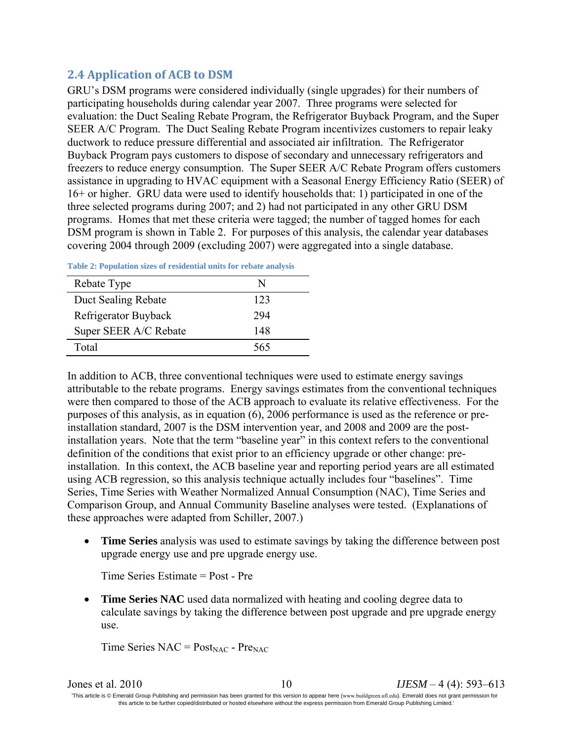## 2.4 Application of ACB to DSM

GRU's DSM programs were considered individually (single upgrades) for their numbers of participating households during calendar year 2007. Three programs were selected for evaluation: the Duct Sealing Rebate Program, the Refrigerator Buyback Program, and the Super SEER A/C Program. The Duct Sealing Rebate Program incentivizes customers to repair leaky ductwork to reduce pressure differential and associated air infiltration. The Refrigerator Buyback Program pays customers to dispose of secondary and unnecessary refrigerators and freezers to reduce energy consumption. The Super SEER A/C Rebate Program offers customers assistance in upgrading to HVAC equipment with a Seasonal Energy Efficiency Ratio (SEER) of 16+ or higher. GRU data were used to identify households that: 1) participated in one of the three selected programs during 2007; and 2) had not participated in any other GRU DSM programs. Homes that met these criteria were tagged; the number of tagged homes for each DSM program is shown in Table 2. For purposes of this analysis, the calendar year databases covering 2004 through 2009 (excluding 2007) were aggregated into a single database.

**Table 2: Population sizes of residential units for rebate analysis**

| Rebate Type | N |
|---|---|
| Duct Sealing Rebate | 123 |
| Refrigerator Buyback | 294 |
| Super SEER A/C Rebate | 148 |
| Total | 565 |

In addition to ACB, three conventional techniques were used to estimate energy savings attributable to the rebate programs. Energy savings estimates from the conventional techniques were then compared to those of the ACB approach to evaluate its relative effectiveness. For the purposes of this analysis, as in equation (6), 2006 performance is used as the reference or pre-installation standard, 2007 is the DSM intervention year, and 2008 and 2009 are the post-installation years. Note that the term "baseline year" in this context refers to the conventional definition of the conditions that exist prior to an efficiency upgrade or other change: pre-installation. In this context, the ACB baseline year and reporting period years are all estimated using ACB regression, so this analysis technique actually includes four "baselines". Time Series, Time Series with Weather Normalized Annual Consumption (NAC), Time Series and Comparison Group, and Annual Community Baseline analyses were tested. (Explanations of these approaches were adapted from Schiller, 2007.)

- **Time Series** analysis was used to estimate savings by taking the difference between post upgrade energy use and pre upgrade energy use.

  Time Series Estimate = Post - Pre

- **Time Series NAC** used data normalized with heating and cooling degree data to calculate savings by taking the difference between post upgrade and pre upgrade energy use.

  Time Series NAC = $Post_{NAC}$ - $Pre_{NAC}$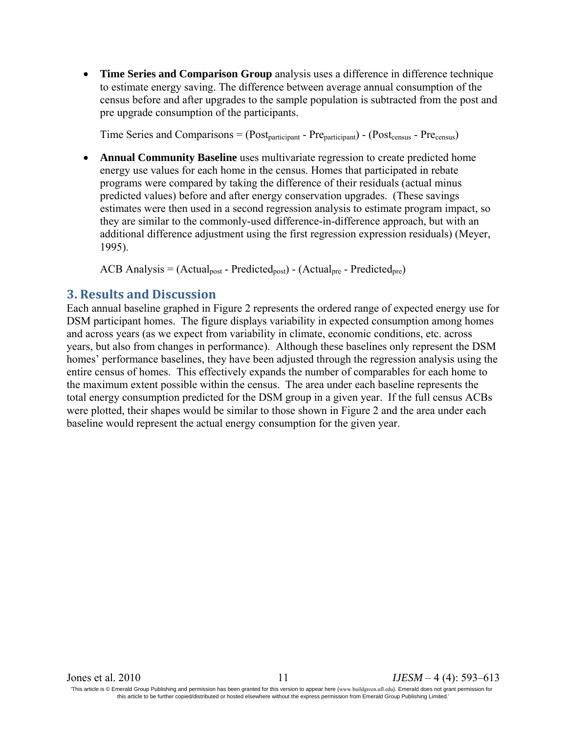- **Time Series and Comparison Group** analysis uses a difference in difference technique to estimate energy saving. The difference between average annual consumption of the census before and after upgrades to the sample population is subtracted from the post and pre upgrade consumption of the participants.

  Time Series and Comparisons = $(Post_{participant} - Pre_{participant}) - (Post_{census} - Pre_{census})$

- **Annual Community Baseline** uses multivariate regression to create predicted home energy use values for each home in the census. Homes that participated in rebate programs were compared by taking the difference of their residuals (actual minus predicted values) before and after energy conservation upgrades. (These savings estimates were then used in a second regression analysis to estimate program impact, so they are similar to the commonly-used difference-in-difference approach, but with an additional difference adjustment using the first regression expression residuals) (Meyer, 1995).

  ACB Analysis = $(Actual_{post} - Predicted_{post}) - (Actual_{pre} - Predicted_{pre})$

## 3. Results and Discussion

Each annual baseline graphed in Figure 2 represents the ordered range of expected energy use for DSM participant homes. The figure displays variability in expected consumption among homes and across years (as we expect from variability in climate, economic conditions, etc. across years, but also from changes in performance). Although these baselines only represent the DSM homes' performance baselines, they have been adjusted through the regression analysis using the entire census of homes. This effectively expands the number of comparables for each home to the maximum extent possible within the census. The area under each baseline represents the total energy consumption predicted for the DSM group in a given year. If the full census ACBs were plotted, their shapes would be similar to those shown in Figure 2 and the area under each baseline would represent the actual energy consumption for the given year.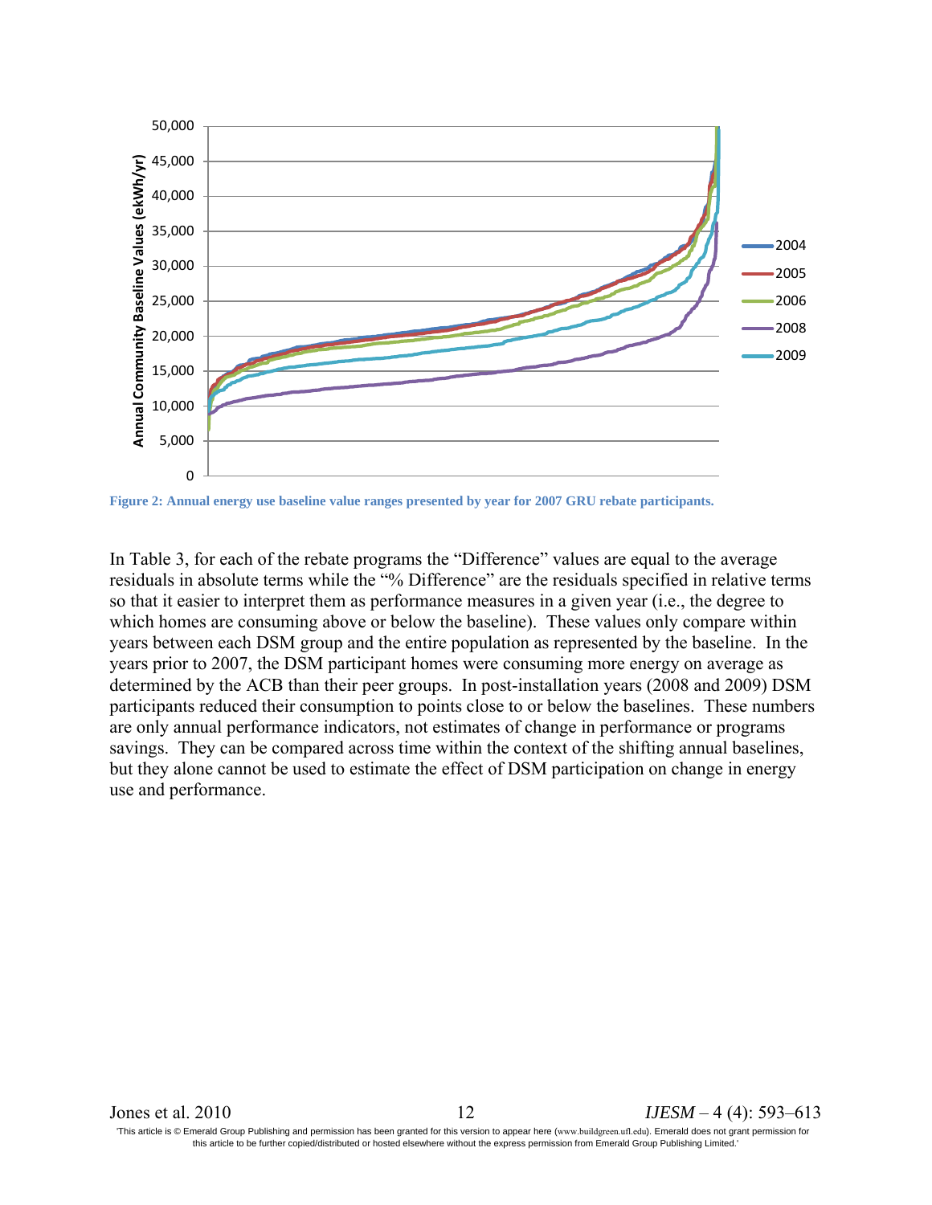Figure 2: Annual energy use baseline value ranges presented by year for 2007 GRU rebate participants.

In Table 3, for each of the rebate programs the "Difference" values are equal to the average residuals in absolute terms while the "% Difference" are the residuals specified in relative terms so that it easier to interpret them as performance measures in a given year (i.e., the degree to which homes are consuming above or below the baseline). These values only compare within years between each DSM group and the entire population as represented by the baseline. In the years prior to 2007, the DSM participant homes were consuming more energy on average as determined by the ACB than their peer groups. In post-installation years (2008 and 2009) DSM participants reduced their consumption to points close to or below the baselines. These numbers are only annual performance indicators, not estimates of change in performance or programs savings. They can be compared across time within the context of the shifting annual baselines, but they alone cannot be used to estimate the effect of DSM participation on change in energy use and performance.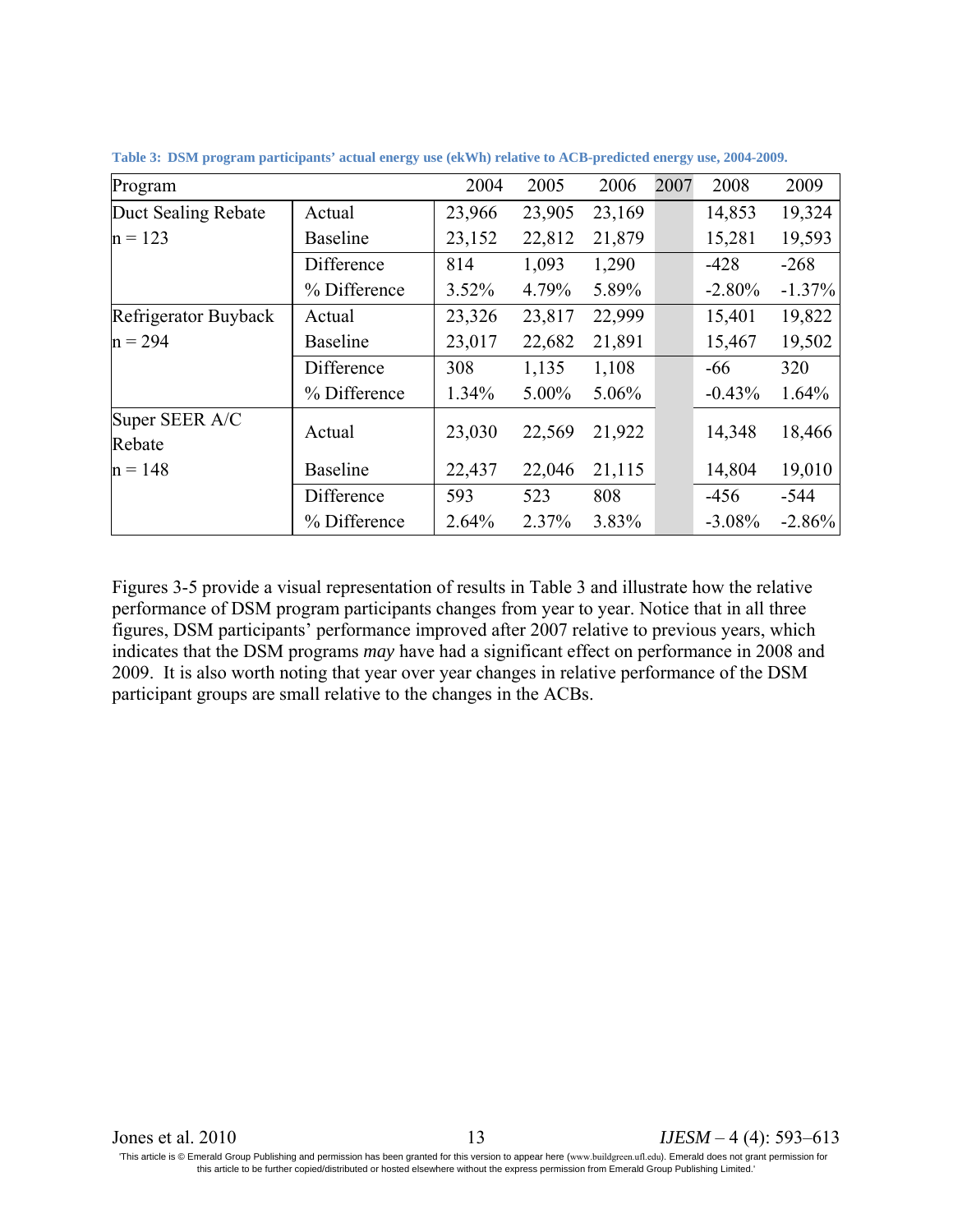**Table 3: DSM program participants' actual energy use (ekWh) relative to ACB-predicted energy use, 2004-2009.**

| Program | | 2004 | 2005 | 2006 | 2007 | 2008 | 2009 |
|---|---|---|---|---|---|---|---|
| Duct Sealing Rebate | Actual | 23,966 | 23,905 | 23,169 | | 14,853 | 19,324 |
| n = 123 | Baseline | 23,152 | 22,812 | 21,879 | | 15,281 | 19,593 |
| | Difference | 814 | 1,093 | 1,290 | | -428 | -268 |
| | % Difference | 3.52% | 4.79% | 5.89% | | -2.80% | -1.37% |
| Refrigerator Buyback | Actual | 23,326 | 23,817 | 22,999 | | 15,401 | 19,822 |
| n = 294 | Baseline | 23,017 | 22,682 | 21,891 | | 15,467 | 19,502 |
| | Difference | 308 | 1,135 | 1,108 | | -66 | 320 |
| | % Difference | 1.34% | 5.00% | 5.06% | | -0.43% | 1.64% |
| Super SEER A/C Rebate | Actual | 23,030 | 22,569 | 21,922 | | 14,348 | 18,466 |
| n = 148 | Baseline | 22,437 | 22,046 | 21,115 | | 14,804 | 19,010 |
| | Difference | 593 | 523 | 808 | | -456 | -544 |
| | % Difference | 2.64% | 2.37% | 3.83% | | -3.08% | -2.86% |

Figures 3-5 provide a visual representation of results in Table 3 and illustrate how the relative performance of DSM program participants changes from year to year. Notice that in all three figures, DSM participants' performance improved after 2007 relative to previous years, which indicates that the DSM programs *may* have had a significant effect on performance in 2008 and 2009. It is also worth noting that year over year changes in relative performance of the DSM participant groups are small relative to the changes in the ACBs.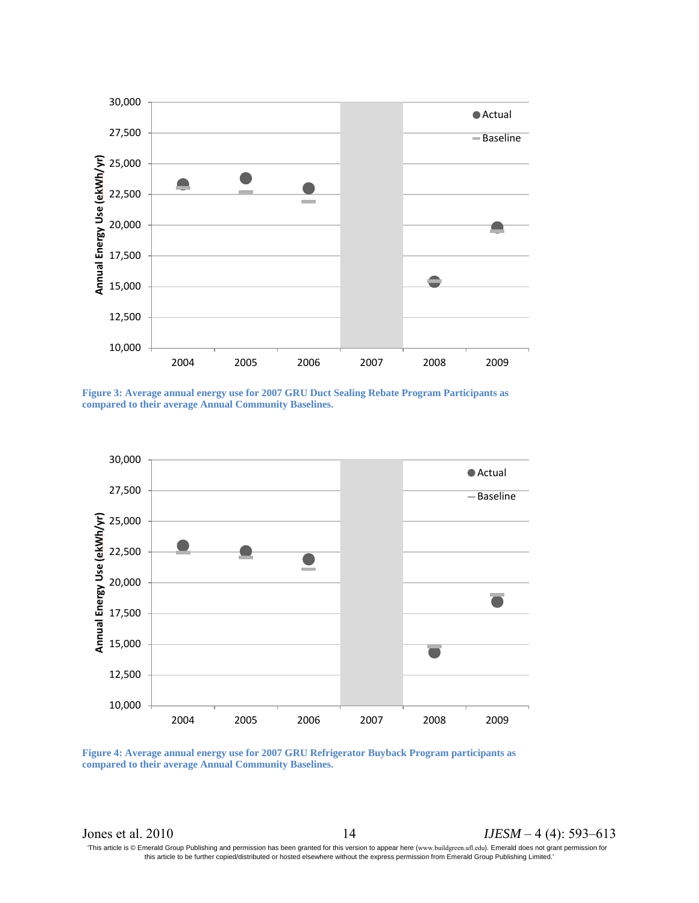Figure 3: Average annual energy use for 2007 GRU Duct Sealing Rebate Program Participants as compared to their average Annual Community Baselines.

Figure 4: Average annual energy use for 2007 GRU Refrigerator Buyback Program participants as compared to their average Annual Community Baselines.

'This article is © Emerald Group Publishing and permission has been granted for this version to appear here (www.buildgreen.ufl.edu). Emerald does not grant permission for this article to be further copied/distributed or hosted elsewhere without the express permission from Emerald Group Publishing Limited.'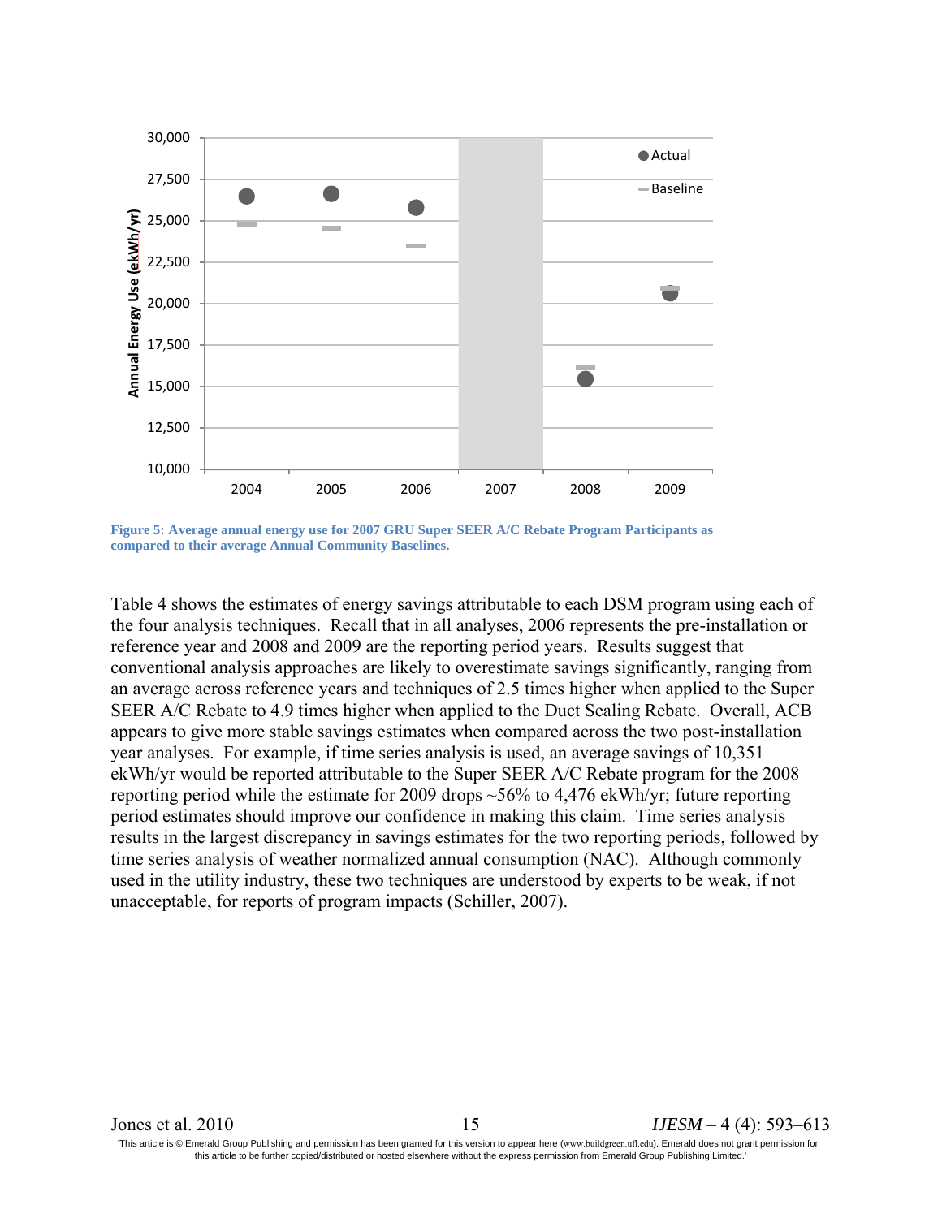**Figure 5: Average annual energy use for 2007 GRU Super SEER A/C Rebate Program Participants as compared to their average Annual Community Baselines.**

Table 4 shows the estimates of energy savings attributable to each DSM program using each of the four analysis techniques. Recall that in all analyses, 2006 represents the pre-installation or reference year and 2008 and 2009 are the reporting period years. Results suggest that conventional analysis approaches are likely to overestimate savings significantly, ranging from an average across reference years and techniques of 2.5 times higher when applied to the Super SEER A/C Rebate to 4.9 times higher when applied to the Duct Sealing Rebate. Overall, ACB appears to give more stable savings estimates when compared across the two post-installation year analyses. For example, if time series analysis is used, an average savings of 10,351 ekWh/yr would be reported attributable to the Super SEER A/C Rebate program for the 2008 reporting period while the estimate for 2009 drops ~56% to 4,476 ekWh/yr; future reporting period estimates should improve our confidence in making this claim. Time series analysis results in the largest discrepancy in savings estimates for the two reporting periods, followed by time series analysis of weather normalized annual consumption (NAC). Although commonly used in the utility industry, these two techniques are understood by experts to be weak, if not unacceptable, for reports of program impacts (Schiller, 2007).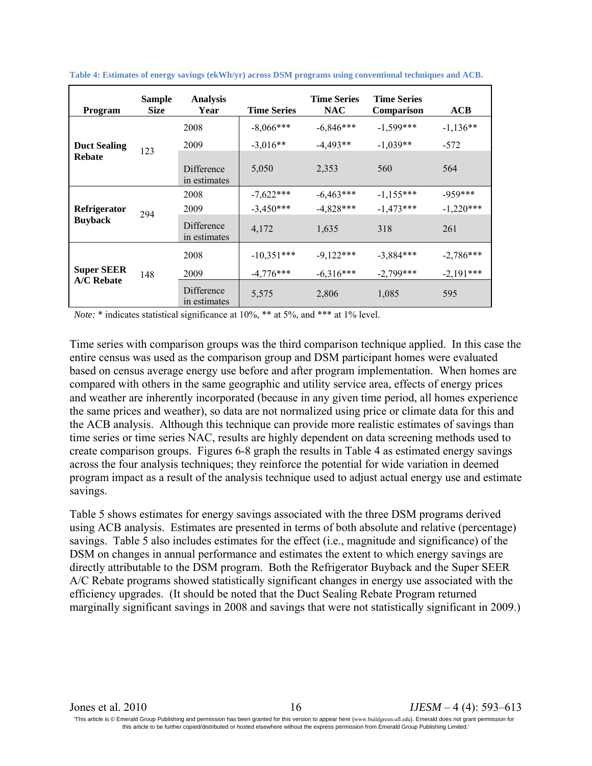**Table 4: Estimates of energy savings (ekWh/yr) across DSM programs using conventional techniques and ACB.**

| Program | Sample Size | Analysis Year | Time Series | Time Series NAC | Time Series Comparison | ACB |
|---|---|---|---|---|---|---|
| **Duct Sealing Rebate** | 123 | 2008 | -8,066*** | -6,846*** | -1,599*** | -1,136** |
| | | 2009 | -3,016** | -4,493** | -1,039** | -572 |
| | | Difference in estimates | 5,050 | 2,353 | 560 | 564 |
| **Refrigerator Buyback** | 294 | 2008 | -7,622*** | -6,463*** | -1,155*** | -959*** |
| | | 2009 | -3,450*** | -4,828*** | -1,473*** | -1,220*** |
| | | Difference in estimates | 4,172 | 1,635 | 318 | 261 |
| **Super SEER A/C Rebate** | 148 | 2008 | -10,351*** | -9,122*** | -3,884*** | -2,786*** |
| | | 2009 | -4,776*** | -6,316*** | -2,799*** | -2,191*** |
| | | Difference in estimates | 5,575 | 2,806 | 1,085 | 595 |

*Note:* * indicates statistical significance at 10%, ** at 5%, and *** at 1% level.

Time series with comparison groups was the third comparison technique applied. In this case the entire census was used as the comparison group and DSM participant homes were evaluated based on census average energy use before and after program implementation. When homes are compared with others in the same geographic and utility service area, effects of energy prices and weather are inherently incorporated (because in any given time period, all homes experience the same prices and weather), so data are not normalized using price or climate data for this and the ACB analysis. Although this technique can provide more realistic estimates of savings than time series or time series NAC, results are highly dependent on data screening methods used to create comparison groups. Figures 6-8 graph the results in Table 4 as estimated energy savings across the four analysis techniques; they reinforce the potential for wide variation in deemed program impact as a result of the analysis technique used to adjust actual energy use and estimate savings.

Table 5 shows estimates for energy savings associated with the three DSM programs derived using ACB analysis. Estimates are presented in terms of both absolute and relative (percentage) savings. Table 5 also includes estimates for the effect (i.e., magnitude and significance) of the DSM on changes in annual performance and estimates the extent to which energy savings are directly attributable to the DSM program. Both the Refrigerator Buyback and the Super SEER A/C Rebate programs showed statistically significant changes in energy use associated with the efficiency upgrades. (It should be noted that the Duct Sealing Rebate Program returned marginally significant savings in 2008 and savings that were not statistically significant in 2009.)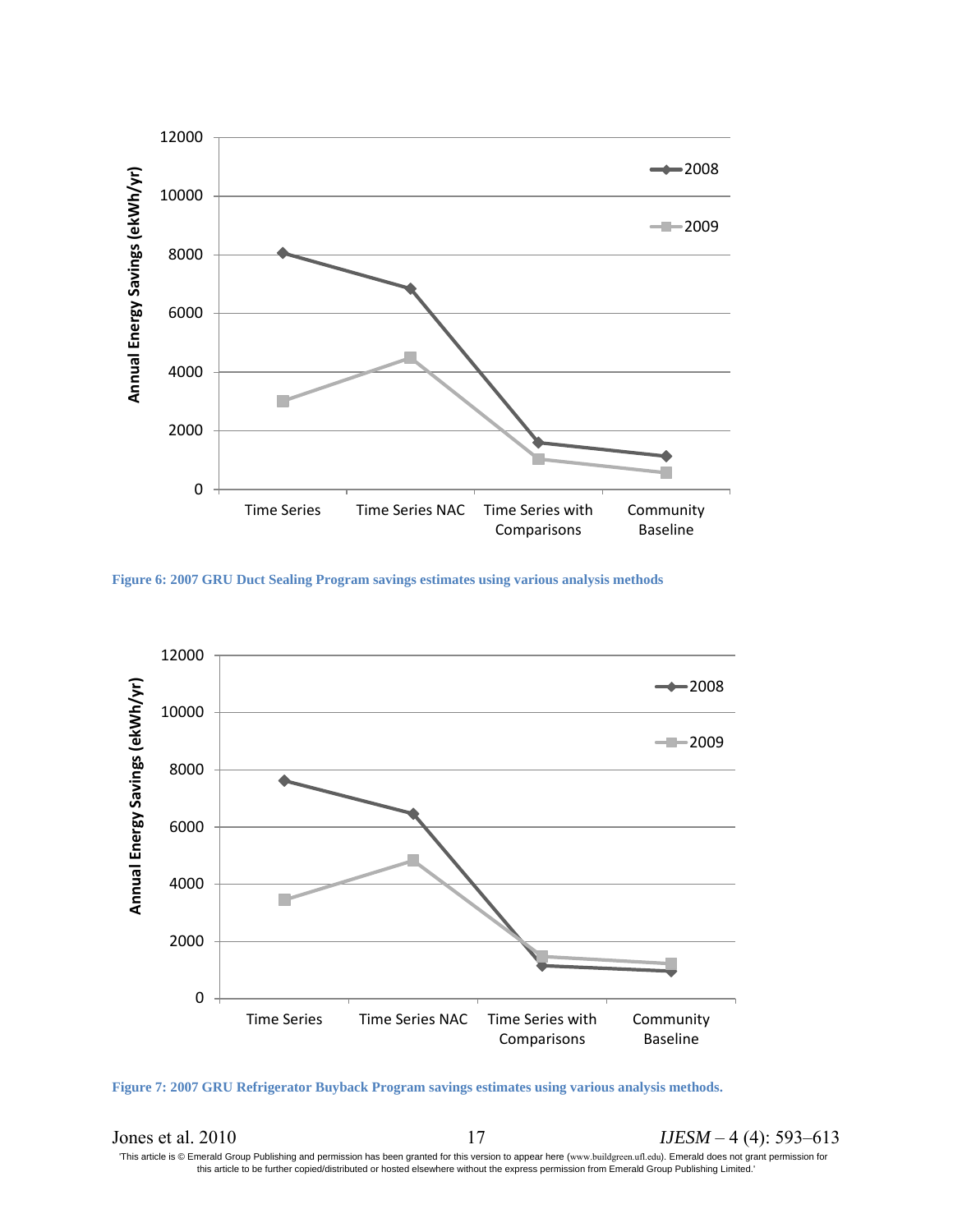Figure 6: 2007 GRU Duct Sealing Program savings estimates using various analysis methods

Figure 7: 2007 GRU Refrigerator Buyback Program savings estimates using various analysis methods.

'This article is © Emerald Group Publishing and permission has been granted for this version to appear here (www.buildgreen.ufl.edu). Emerald does not grant permission for this article to be further copied/distributed or hosted elsewhere without the express permission from Emerald Group Publishing Limited.'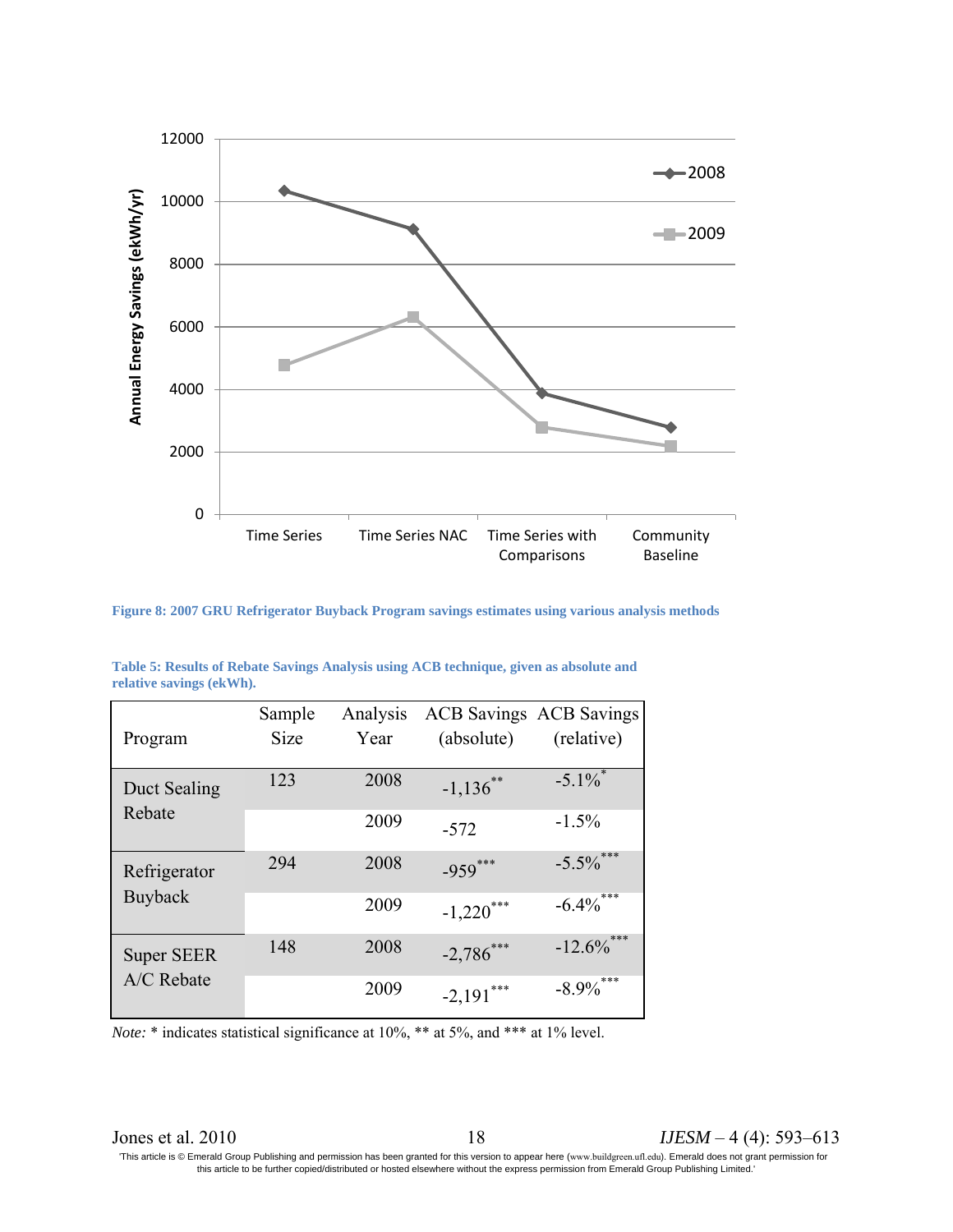Figure 8: 2007 GRU Refrigerator Buyback Program savings estimates using various analysis methods

Table 5: Results of Rebate Savings Analysis using ACB technique, given as absolute and relative savings (ekWh).

| Program | Sample Size | Analysis Year | ACB Savings (absolute) | ACB Savings (relative) |
|---|---|---|---|---|
| Duct Sealing Rebate | 123 | 2008 | -1,136** | -5.1%* |
| | | 2009 | -572 | -1.5% |
| Refrigerator Buyback | 294 | 2008 | -959*** | -5.5%*** |
| | | 2009 | -1,220*** | -6.4%*** |
| Super SEER A/C Rebate | 148 | 2008 | -2,786*** | -12.6%*** |
| | | 2009 | -2,191*** | -8.9%*** |

*Note:* * indicates statistical significance at 10%, ** at 5%, and *** at 1% level.

'This article is © Emerald Group Publishing and permission has been granted for this version to appear here (www.buildgreen.ufl.edu). Emerald does not grant permission for this article to be further copied/distributed or hosted elsewhere without the express permission from Emerald Group Publishing Limited.'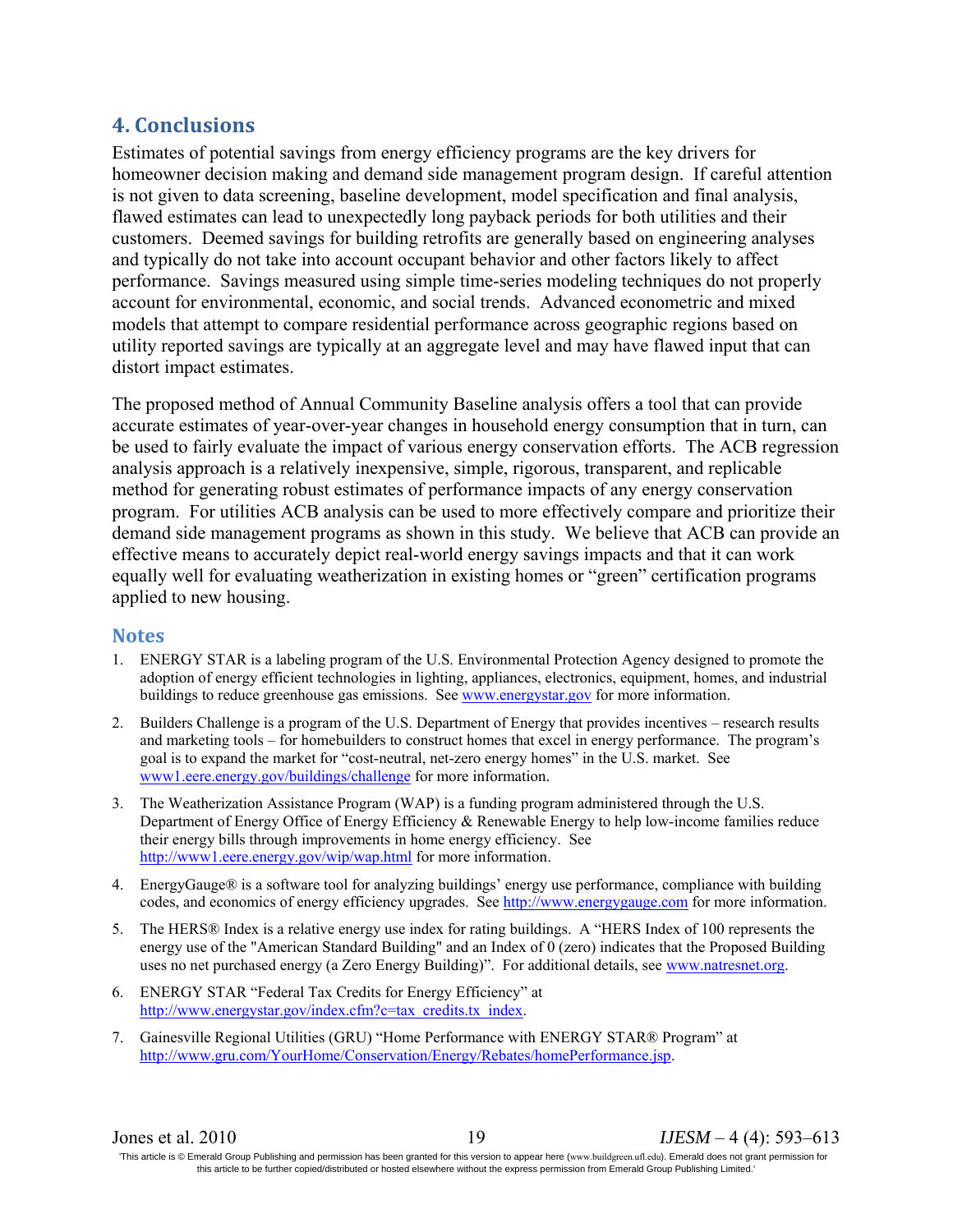## 4. Conclusions

Estimates of potential savings from energy efficiency programs are the key drivers for homeowner decision making and demand side management program design. If careful attention is not given to data screening, baseline development, model specification and final analysis, flawed estimates can lead to unexpectedly long payback periods for both utilities and their customers. Deemed savings for building retrofits are generally based on engineering analyses and typically do not take into account occupant behavior and other factors likely to affect performance. Savings measured using simple time-series modeling techniques do not properly account for environmental, economic, and social trends. Advanced econometric and mixed models that attempt to compare residential performance across geographic regions based on utility reported savings are typically at an aggregate level and may have flawed input that can distort impact estimates.

The proposed method of Annual Community Baseline analysis offers a tool that can provide accurate estimates of year-over-year changes in household energy consumption that in turn, can be used to fairly evaluate the impact of various energy conservation efforts. The ACB regression analysis approach is a relatively inexpensive, simple, rigorous, transparent, and replicable method for generating robust estimates of performance impacts of any energy conservation program. For utilities ACB analysis can be used to more effectively compare and prioritize their demand side management programs as shown in this study. We believe that ACB can provide an effective means to accurately depict real-world energy savings impacts and that it can work equally well for evaluating weatherization in existing homes or "green" certification programs applied to new housing.

### Notes

1. ENERGY STAR is a labeling program of the U.S. Environmental Protection Agency designed to promote the adoption of energy efficient technologies in lighting, appliances, electronics, equipment, homes, and industrial buildings to reduce greenhouse gas emissions. See www.energystar.gov for more information.
2. Builders Challenge is a program of the U.S. Department of Energy that provides incentives – research results and marketing tools – for homebuilders to construct homes that excel in energy performance. The program's goal is to expand the market for "cost-neutral, net-zero energy homes" in the U.S. market. See www1.eere.energy.gov/buildings/challenge for more information.
3. The Weatherization Assistance Program (WAP) is a funding program administered through the U.S. Department of Energy Office of Energy Efficiency & Renewable Energy to help low-income families reduce their energy bills through improvements in home energy efficiency. See http://www1.eere.energy.gov/wip/wap.html for more information.
4. EnergyGauge® is a software tool for analyzing buildings' energy use performance, compliance with building codes, and economics of energy efficiency upgrades. See http://www.energygauge.com for more information.
5. The HERS® Index is a relative energy use index for rating buildings. A "HERS Index of 100 represents the energy use of the "American Standard Building" and an Index of 0 (zero) indicates that the Proposed Building uses no net purchased energy (a Zero Energy Building)". For additional details, see www.natresnet.org.
6. ENERGY STAR "Federal Tax Credits for Energy Efficiency" at http://www.energystar.gov/index.cfm?c=tax_credits.tx_index.
7. Gainesville Regional Utilities (GRU) "Home Performance with ENERGY STAR® Program" at http://www.gru.com/YourHome/Conservation/Energy/Rebates/homePerformance.jsp.

'This article is © Emerald Group Publishing and permission has been granted for this version to appear here (www.buildgreen.ufl.edu). Emerald does not grant permission for this article to be further copied/distributed or hosted elsewhere without the express permission from Emerald Group Publishing Limited.'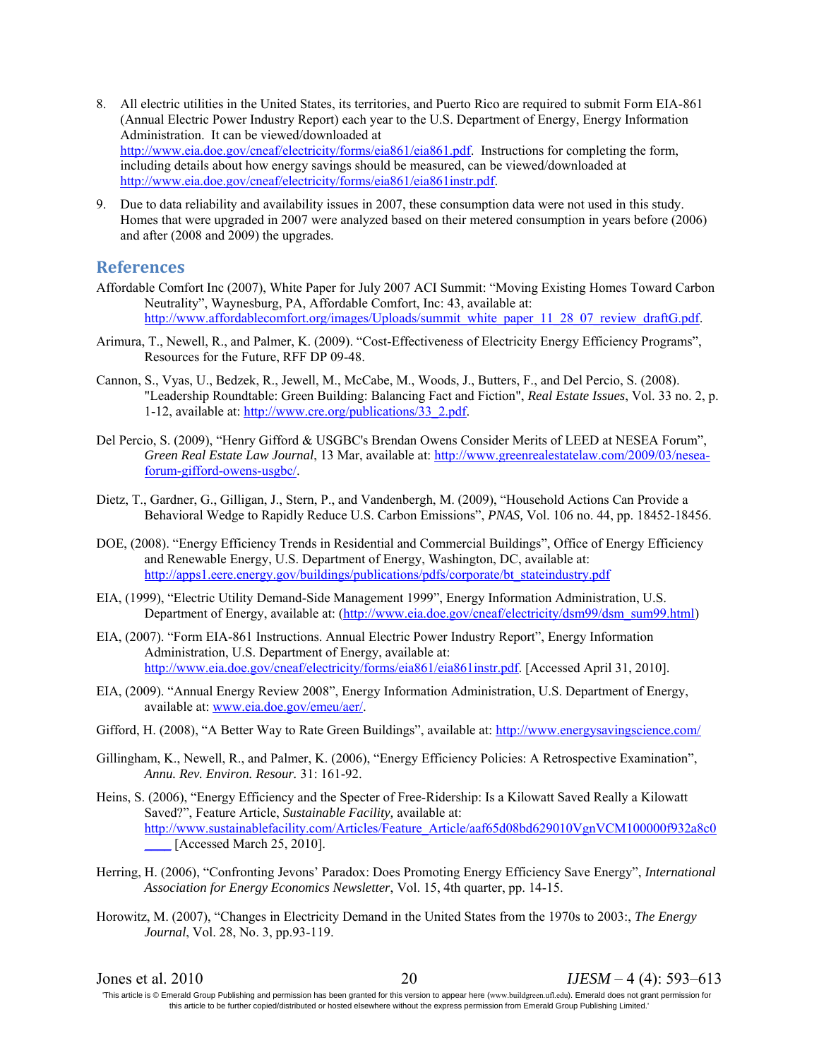8. All electric utilities in the United States, its territories, and Puerto Rico are required to submit Form EIA-861 (Annual Electric Power Industry Report) each year to the U.S. Department of Energy, Energy Information Administration. It can be viewed/downloaded at http://www.eia.doe.gov/cneaf/electricity/forms/eia861/eia861.pdf. Instructions for completing the form, including details about how energy savings should be measured, can be viewed/downloaded at http://www.eia.doe.gov/cneaf/electricity/forms/eia861/eia861instr.pdf.

9. Due to data reliability and availability issues in 2007, these consumption data were not used in this study. Homes that were upgraded in 2007 were analyzed based on their metered consumption in years before (2006) and after (2008 and 2009) the upgrades.

## References

Affordable Comfort Inc (2007), White Paper for July 2007 ACI Summit: "Moving Existing Homes Toward Carbon Neutrality", Waynesburg, PA, Affordable Comfort, Inc: 43, available at: http://www.affordablecomfort.org/images/Uploads/summit_white_paper_11_28_07_review_draftG.pdf.

Arimura, T., Newell, R., and Palmer, K. (2009). "Cost-Effectiveness of Electricity Energy Efficiency Programs", Resources for the Future, RFF DP 09-48.

Cannon, S., Vyas, U., Bedzek, R., Jewell, M., McCabe, M., Woods, J., Butters, F., and Del Percio, S. (2008). "Leadership Roundtable: Green Building: Balancing Fact and Fiction", *Real Estate Issues*, Vol. 33 no. 2, p. 1-12, available at: http://www.cre.org/publications/33_2.pdf.

Del Percio, S. (2009), "Henry Gifford & USGBC's Brendan Owens Consider Merits of LEED at NESEA Forum", *Green Real Estate Law Journal*, 13 Mar, available at: http://www.greenrealestatelaw.com/2009/03/nesea-forum-gifford-owens-usgbc/.

Dietz, T., Gardner, G., Gilligan, J., Stern, P., and Vandenbergh, M. (2009), "Household Actions Can Provide a Behavioral Wedge to Rapidly Reduce U.S. Carbon Emissions", *PNAS,* Vol. 106 no. 44, pp. 18452-18456.

DOE, (2008). "Energy Efficiency Trends in Residential and Commercial Buildings", Office of Energy Efficiency and Renewable Energy, U.S. Department of Energy, Washington, DC, available at: http://apps1.eere.energy.gov/buildings/publications/pdfs/corporate/bt_stateindustry.pdf

EIA, (1999), "Electric Utility Demand-Side Management 1999", Energy Information Administration, U.S. Department of Energy, available at: (http://www.eia.doe.gov/cneaf/electricity/dsm99/dsm_sum99.html)

EIA, (2007). "Form EIA-861 Instructions. Annual Electric Power Industry Report", Energy Information Administration, U.S. Department of Energy, available at: http://www.eia.doe.gov/cneaf/electricity/forms/eia861/eia861instr.pdf. [Accessed April 31, 2010].

EIA, (2009). "Annual Energy Review 2008", Energy Information Administration, U.S. Department of Energy, available at: www.eia.doe.gov/emeu/aer/.

Gifford, H. (2008), "A Better Way to Rate Green Buildings", available at: http://www.energysavingscience.com/

Gillingham, K., Newell, R., and Palmer, K. (2006), "Energy Efficiency Policies: A Retrospective Examination", *Annu. Rev. Environ. Resour.* 31: 161-92.

Heins, S. (2006), "Energy Efficiency and the Specter of Free-Ridership: Is a Kilowatt Saved Really a Kilowatt Saved?", Feature Article, *Sustainable Facility,* available at: http://www.sustainablefacility.com/Articles/Feature_Article/aaf65d08bd629010VgnVCM100000f932a8c0____ [Accessed March 25, 2010].

Herring, H. (2006), "Confronting Jevons' Paradox: Does Promoting Energy Efficiency Save Energy", *International Association for Energy Economics Newsletter*, Vol. 15, 4th quarter, pp. 14-15.

Horowitz, M. (2007), "Changes in Electricity Demand in the United States from the 1970s to 2003:, *The Energy Journal*, Vol. 28, No. 3, pp.93-119.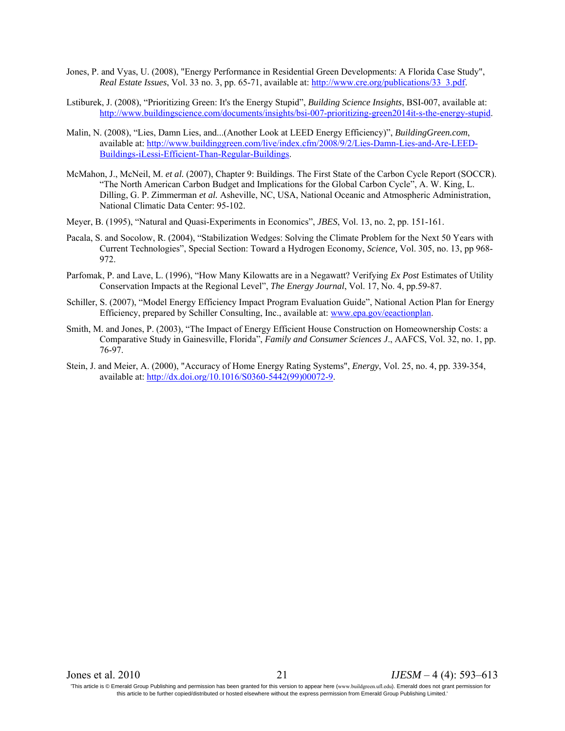Jones, P. and Vyas, U. (2008), "Energy Performance in Residential Green Developments: A Florida Case Study", *Real Estate Issues*, Vol. 33 no. 3, pp. 65-71, available at: http://www.cre.org/publications/33_3.pdf.

Lstiburek, J. (2008), "Prioritizing Green: It's the Energy Stupid", *Building Science Insights*, BSI-007, available at: http://www.buildingscience.com/documents/insights/bsi-007-prioritizing-green2014it-s-the-energy-stupid.

Malin, N. (2008), "Lies, Damn Lies, and...(Another Look at LEED Energy Efficiency)", *BuildingGreen.com*, available at: http://www.buildinggreen.com/live/index.cfm/2008/9/2/Lies-Damn-Lies-and-Are-LEED-Buildings-iLessi-Efficient-Than-Regular-Buildings.

McMahon, J., McNeil, M. *et al.* (2007), Chapter 9: Buildings. The First State of the Carbon Cycle Report (SOCCR). "The North American Carbon Budget and Implications for the Global Carbon Cycle", A. W. King, L. Dilling, G. P. Zimmerman *et al.* Asheville, NC, USA, National Oceanic and Atmospheric Administration, National Climatic Data Center: 95-102.

Meyer, B. (1995), "Natural and Quasi-Experiments in Economics", *JBES*, Vol. 13, no. 2, pp. 151-161.

Pacala, S. and Socolow, R. (2004), "Stabilization Wedges: Solving the Climate Problem for the Next 50 Years with Current Technologies", Special Section: Toward a Hydrogen Economy, *Science,* Vol. 305, no. 13, pp 968-972.

Parfomak, P. and Lave, L. (1996), "How Many Kilowatts are in a Negawatt? Verifying *Ex Post* Estimates of Utility Conservation Impacts at the Regional Level", *The Energy Journal*, Vol. 17, No. 4, pp.59-87.

Schiller, S. (2007), "Model Energy Efficiency Impact Program Evaluation Guide", National Action Plan for Energy Efficiency, prepared by Schiller Consulting, Inc., available at: www.epa.gov/eeactionplan.

Smith, M. and Jones, P. (2003), "The Impact of Energy Efficient House Construction on Homeownership Costs: a Comparative Study in Gainesville, Florida", *Family and Consumer Sciences J*., AAFCS, Vol. 32, no. 1, pp. 76-97.

Stein, J. and Meier, A. (2000), "Accuracy of Home Energy Rating Systems", *Energy*, Vol. 25, no. 4, pp. 339-354, available at: http://dx.doi.org/10.1016/S0360-5442(99)00072-9.

'This article is © Emerald Group Publishing and permission has been granted for this version to appear here (www.buildgreen.ufl.edu). Emerald does not grant permission for this article to be further copied/distributed or hosted elsewhere without the express permission from Emerald Group Publishing Limited.'